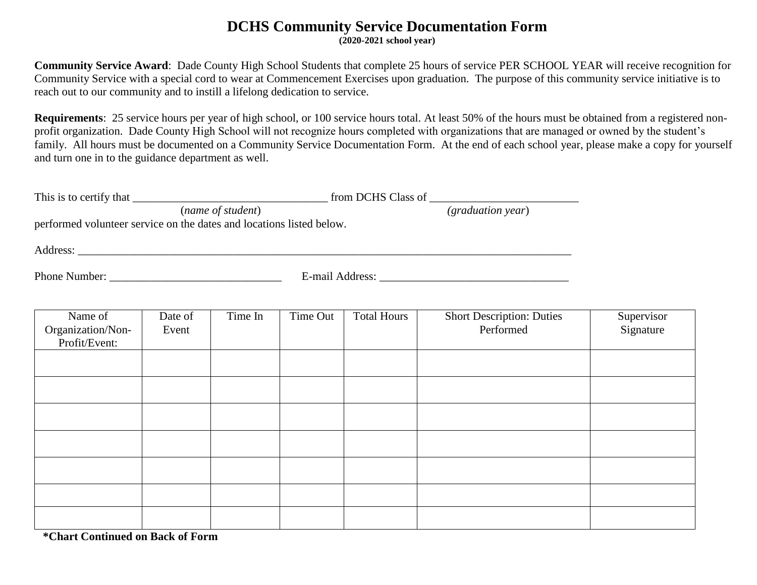# DCHS Community Service Documentation Form

**(2020-2021 school year)**

**Community Service Award**: Dade County High School Students that complete 25 hours of service PER SCHOOL YEAR will receive recognition for Community Service with a special cord to wear at Commencement Exercises upon graduation. The purpose of this community service initiative is to reach out to our community and to instill a lifelong dedication to service.

**Requirements**: 25 service hours per year of high school, or 100 service hours total. At least 50% of the hours must be obtained from a registered non-profit organization. Dade County High School will not recognize hours completed with organizations that are managed or owned by the student's family. All hours must be documented on a Community Service Documentation Form. At the end of each school year, please make a copy for yourself and turn one in to the guidance department as well.

This is to certify that __________________________________ from DCHS Class of __________________________
(*name of student*) (*graduation year*)
performed volunteer service on the dates and locations listed below.

Address: ______________________________________________________________________________________

Phone Number: ______________________________ E-mail Address: _________________________________

| Name of Organization/Non-Profit/Event: | Date of Event | Time In | Time Out | Total Hours | Short Description: Duties Performed | Supervisor Signature |
|---|---|---|---|---|---|---|
| | | | | | | |
| | | | | | | |
| | | | | | | |
| | | | | | | |
| | | | | | | |
| | | | | | | |
| | | | | | | |

**\*Chart Continued on Back of Form**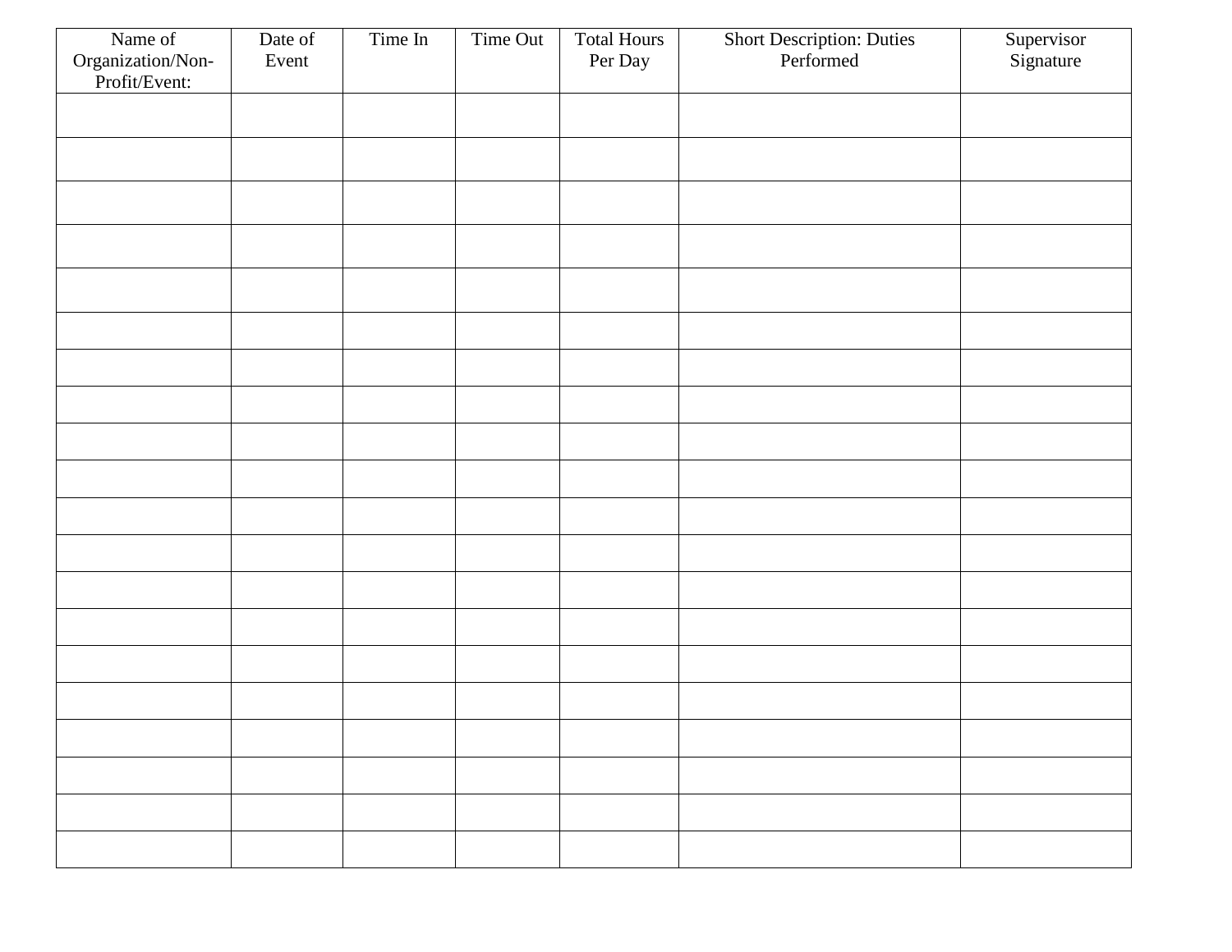| Name of Organization/Non-Profit/Event: | Date of Event | Time In | Time Out | Total Hours Per Day | Short Description: Duties Performed | Supervisor Signature |
|---|---|---|---|---|---|---|
| | | | | | | |
| | | | | | | |
| | | | | | | |
| | | | | | | |
| | | | | | | |
| | | | | | | |
| | | | | | | |
| | | | | | | |
| | | | | | | |
| | | | | | | |
| | | | | | | |
| | | | | | | |
| | | | | | | |
| | | | | | | |
| | | | | | | |
| | | | | | | |
| | | | | | | |
| | | | | | | |
| | | | | | | |
| | | | | | | |